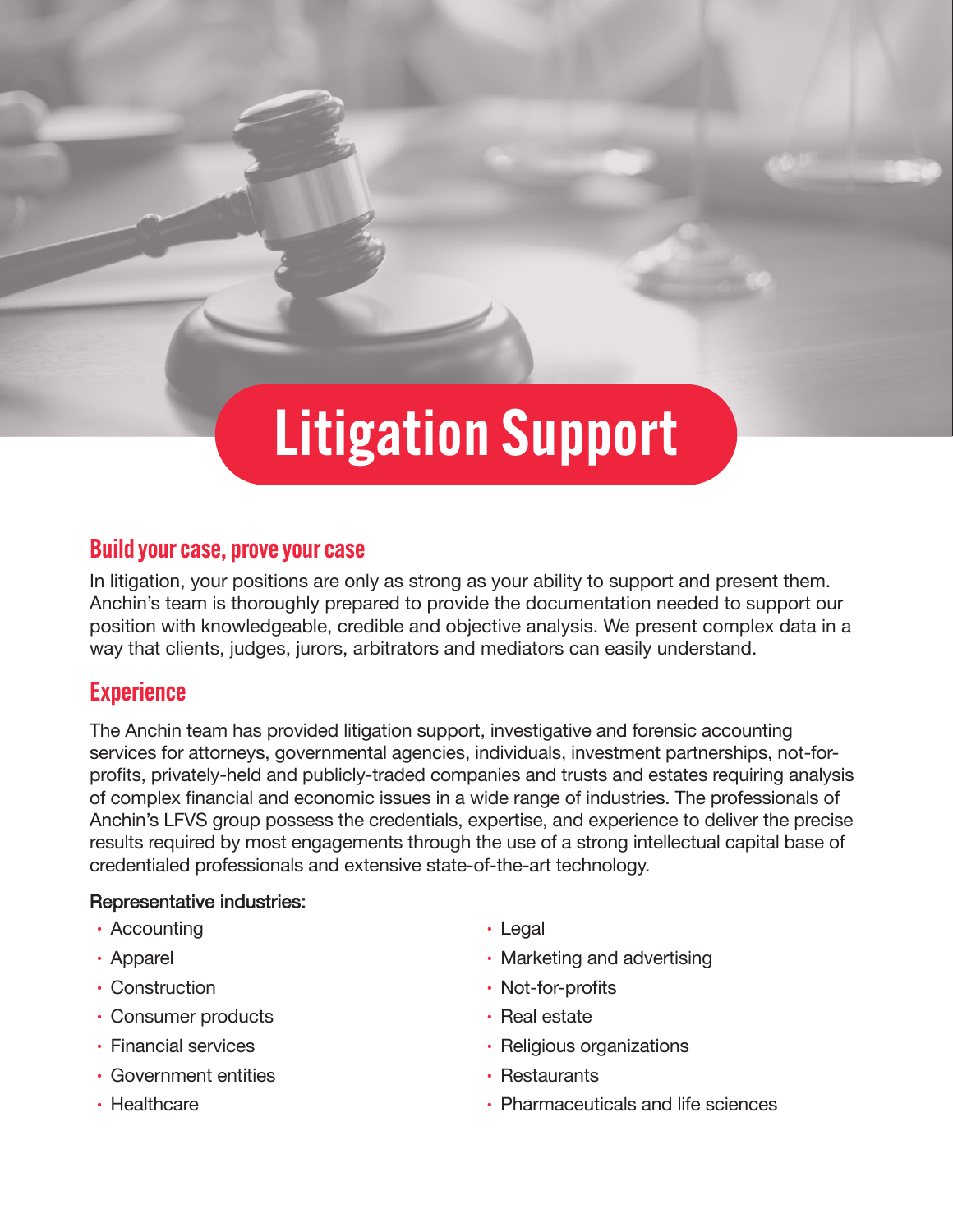# Litigation Support

## Build your case, prove your case

In litigation, your positions are only as strong as your ability to support and present them. Anchin's team is thoroughly prepared to provide the documentation needed to support our position with knowledgeable, credible and objective analysis. We present complex data in a way that clients, judges, jurors, arbitrators and mediators can easily understand.

## Experience

The Anchin team has provided litigation support, investigative and forensic accounting services for attorneys, governmental agencies, individuals, investment partnerships, not-for-profits, privately-held and publicly-traded companies and trusts and estates requiring analysis of complex financial and economic issues in a wide range of industries. The professionals of Anchin's LFVS group possess the credentials, expertise, and experience to deliver the precise results required by most engagements through the use of a strong intellectual capital base of credentialed professionals and extensive state-of-the-art technology.

**Representative industries:**

- Accounting
- Apparel
- Construction
- Consumer products
- Financial services
- Government entities
- Healthcare
- Legal
- Marketing and advertising
- Not-for-profits
- Real estate
- Religious organizations
- Restaurants
- Pharmaceuticals and life sciences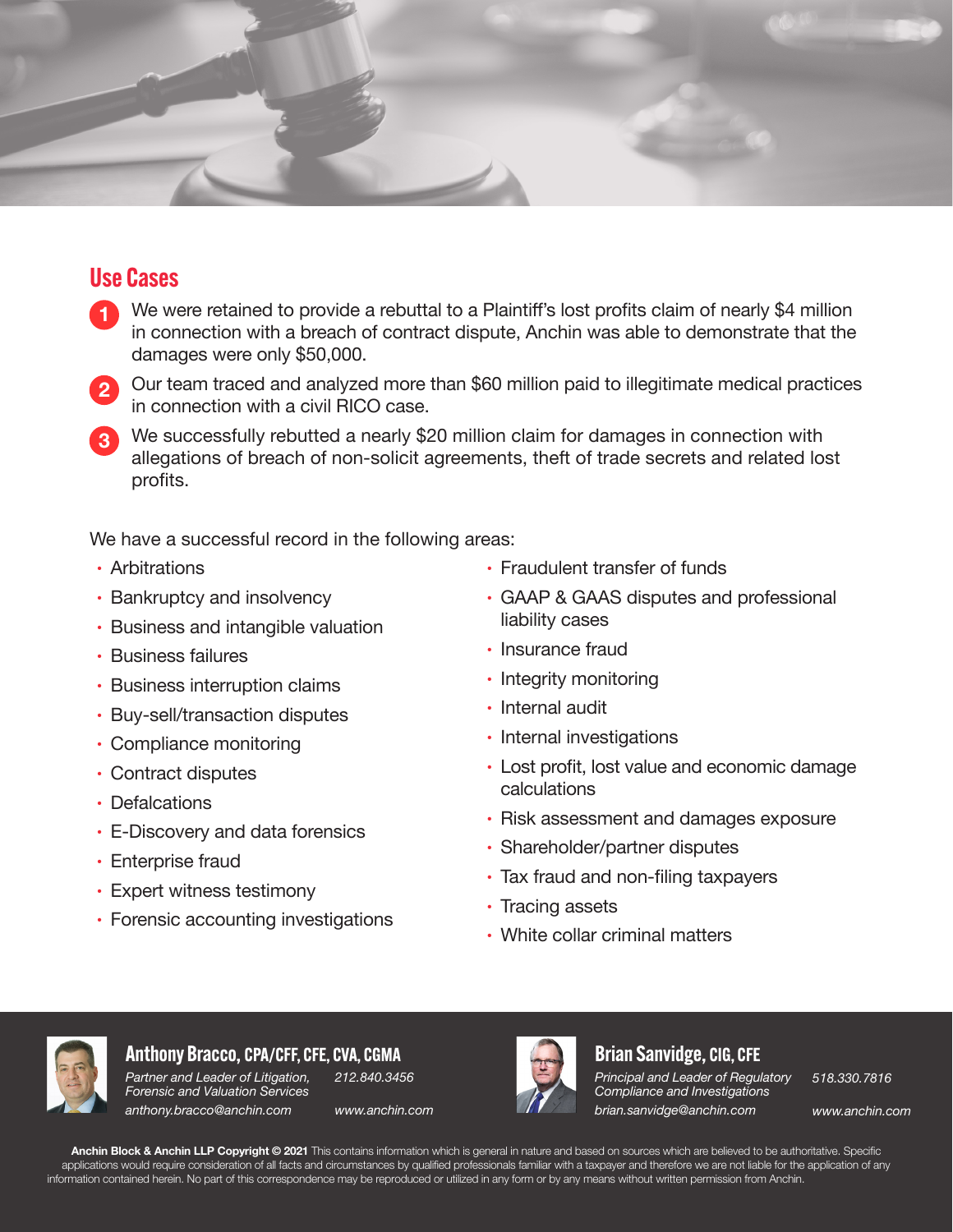## Use Cases

1. We were retained to provide a rebuttal to a Plaintiff's lost profits claim of nearly $4 million in connection with a breach of contract dispute, Anchin was able to demonstrate that the damages were only $50,000.
2. Our team traced and analyzed more than $60 million paid to illegitimate medical practices in connection with a civil RICO case.
3. We successfully rebutted a nearly $20 million claim for damages in connection with allegations of breach of non-solicit agreements, theft of trade secrets and related lost profits.

We have a successful record in the following areas:

- Arbitrations
- Bankruptcy and insolvency
- Business and intangible valuation
- Business failures
- Business interruption claims
- Buy-sell/transaction disputes
- Compliance monitoring
- Contract disputes
- Defalcations
- E-Discovery and data forensics
- Enterprise fraud
- Expert witness testimony
- Forensic accounting investigations
- Fraudulent transfer of funds
- GAAP & GAAS disputes and professional liability cases
- Insurance fraud
- Integrity monitoring
- Internal audit
- Internal investigations
- Lost profit, lost value and economic damage calculations
- Risk assessment and damages exposure
- Shareholder/partner disputes
- Tax fraud and non-filing taxpayers
- Tracing assets
- White collar criminal matters

**Anthony Bracco, CPA/CFF, CFE, CVA, CGMA**
*Partner and Leader of Litigation, Forensic and Valuation Services*
212.840.3456
anthony.bracco@anchin.com
www.anchin.com

**Brian Sanvidge, CIG, CFE**
*Principal and Leader of Regulatory Compliance and Investigations*
518.330.7816
brian.sanvidge@anchin.com
www.anchin.com

**Anchin Block & Anchin LLP Copyright © 2021** This contains information which is general in nature and based on sources which are believed to be authoritative. Specific applications would require consideration of all facts and circumstances by qualified professionals familiar with a taxpayer and therefore we are not liable for the application of any information contained herein. No part of this correspondence may be reproduced or utilized in any form or by any means without written permission from Anchin.